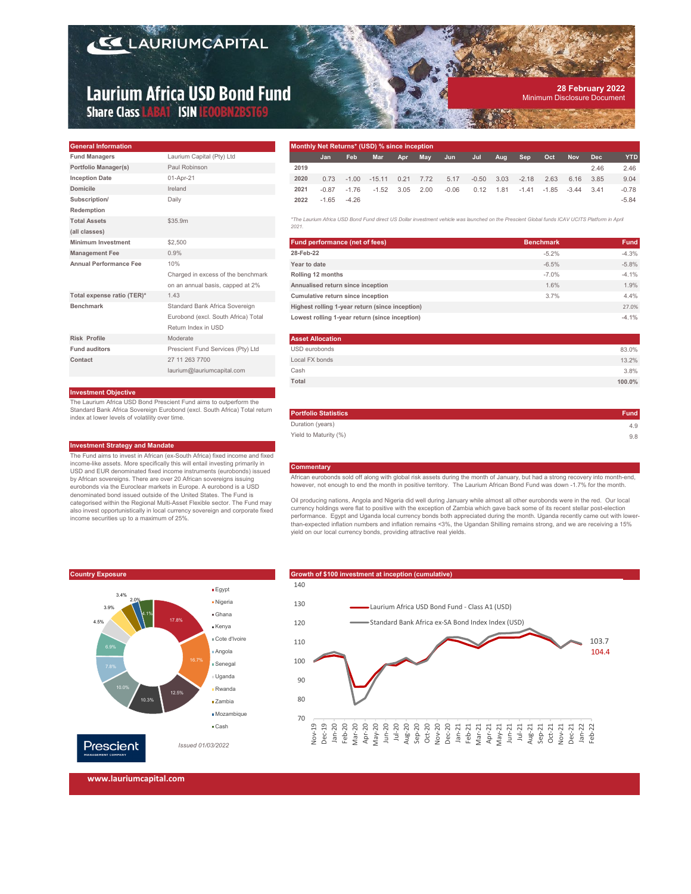# Laurium Africa USD Bond Fund

**Share Class** LABA1 **ISIN** IE00BN2BST69

**28 February 2022**
Minimum Disclosure Document

## General Information

| | |
|---|---|
| Fund Managers | Laurium Capital (Pty) Ltd |
| Portfolio Manager(s) | Paul Robinson |
| Inception Date | 01-Apr-21 |
| Domicile | Ireland |
| Subscription/ Redemption | Daily |
| Total Assets (all classes) | $35.9m |
| Minimum Investment | $2,500 |
| Management Fee | 0.9% |
| Annual Performance Fee | 10% Charged in excess of the benchmark on an annual basis, capped at 2% |
| Total expense ratio (TER)* | 1.43 |
| Benchmark | Standard Bank Africa Sovereign Eurobond (excl. South Africa) Total Return Index in USD |
| Risk Profile | Moderate |
| Fund auditors | Prescient Fund Services (Pty) Ltd |
| Contact | 27 11 263 7700 laurium@lauriumcapital.com |

## Investment Objective

The Laurium Africa USD Bond Prescient Fund aims to outperform the Standard Bank Africa Sovereign Eurobond (excl. South Africa) Total return index at lower levels of volatility over time.

## Investment Strategy and Mandate

The Fund aims to invest in African (ex-South Africa) fixed income and fixed income-like assets. More specifically this will entail investing primarily in USD and EUR denominated fixed income instruments (eurobonds) issued by African sovereigns. There are over 20 African sovereigns issuing eurobonds via the Euroclear markets in Europe. A eurobond is a USD denominated bond issued outside of the United States. The Fund is categorised within the Regional Multi-Asset Flexible sector. The Fund may also invest opportunistically in local currency sovereign and corporate fixed income securities up to a maximum of 25%.

## Monthly Net Returns* (USD) % since inception

| | Jan | Feb | Mar | Apr | May | Jun | Jul | Aug | Sep | Oct | Nov | Dec | YTD |
|---|---|---|---|---|---|---|---|---|---|---|---|---|---|
| 2019 | | | | | | | | | | | | 2.46 | 2.46 |
| 2020 | 0.73 | -1.00 | -15.11 | 0.21 | 7.72 | 5.17 | -0.50 | 3.03 | -2.18 | 2.63 | 6.16 | 3.85 | 9.04 |
| 2021 | -0.87 | -1.76 | -1.52 | 3.05 | 2.00 | -0.06 | 0.12 | 1.81 | -1.41 | -1.85 | -3.44 | 3.41 | -0.78 |
| 2022 | -1.65 | -4.26 | | | | | | | | | | | -5.84 |

*The Laurium Africa USD Bond Fund direct US Dollar investment vehicle was launched on the Prescient Global funds ICAV UCITS Platform in April 2021.

## Fund performance (net of fees)

| | Benchmark | Fund |
|---|---|---|
| 28-Feb-22 | -5.2% | -4.3% |
| Year to date | -6.5% | -5.8% |
| Rolling 12 months | -7.0% | -4.1% |
| Annualised return since inception | 1.6% | 1.9% |
| Cumulative return since inception | 3.7% | 4.4% |
| Highest rolling 1-year return (since inception) | | 27.0% |
| Lowest rolling 1-year return (since inception) | | -4.1% |

## Asset Allocation

| | |
|---|---|
| USD eurobonds | 83.0% |
| Local FX bonds | 13.2% |
| Cash | 3.8% |
| **Total** | **100.0%** |

## Portfolio Statistics

| | Fund |
|---|---|
| Duration (years) | 4.9 |
| Yield to Maturity (%) | 9.8 |

## Commentary

African eurobonds sold off along with global risk assets during the month of January, but had a strong recovery into month-end, however, not enough to end the month in positive territory. The Laurium African Bond Fund was down -1.7% for the month.

Oil producing nations, Angola and Nigeria did well during January while almost all other eurobonds were in the red. Our local currency holdings were flat to positive with the exception of Zambia which gave back some of its recent stellar post-election performance. Egypt and Uganda local currency bonds both appreciated during the month. Uganda recently came out with lower-than-expected inflation numbers and inflation remains <3%, the Ugandan Shilling remains strong, and we are receiving a 15% yield on our local currency bonds, providing attractive real yields.

## Country Exposure

| Country | % |
|---|---|
| Egypt | 17.8% |
| Nigeria | 16.7% |
| Ghana | 12.5% |
| Kenya | 10.3% |
| Cote d'Ivoire | 10.0% |
| Angola | 7.8% |
| Senegal | 6.9% |
| Uganda | 4.5% |
| Rwanda | 3.9% |
| Zambia | 3.4% |
| Mozambique | 2.0% |
| Cash | 4.1% |

## Growth of $100 investment at inception (cumulative)

Laurium Africa USD Bond Fund - Class A1 (USD): 104.4
Standard Bank Africa ex-SA Bond Index Index (USD): 103.7

Issued 01/03/2022

www.lauriumcapital.com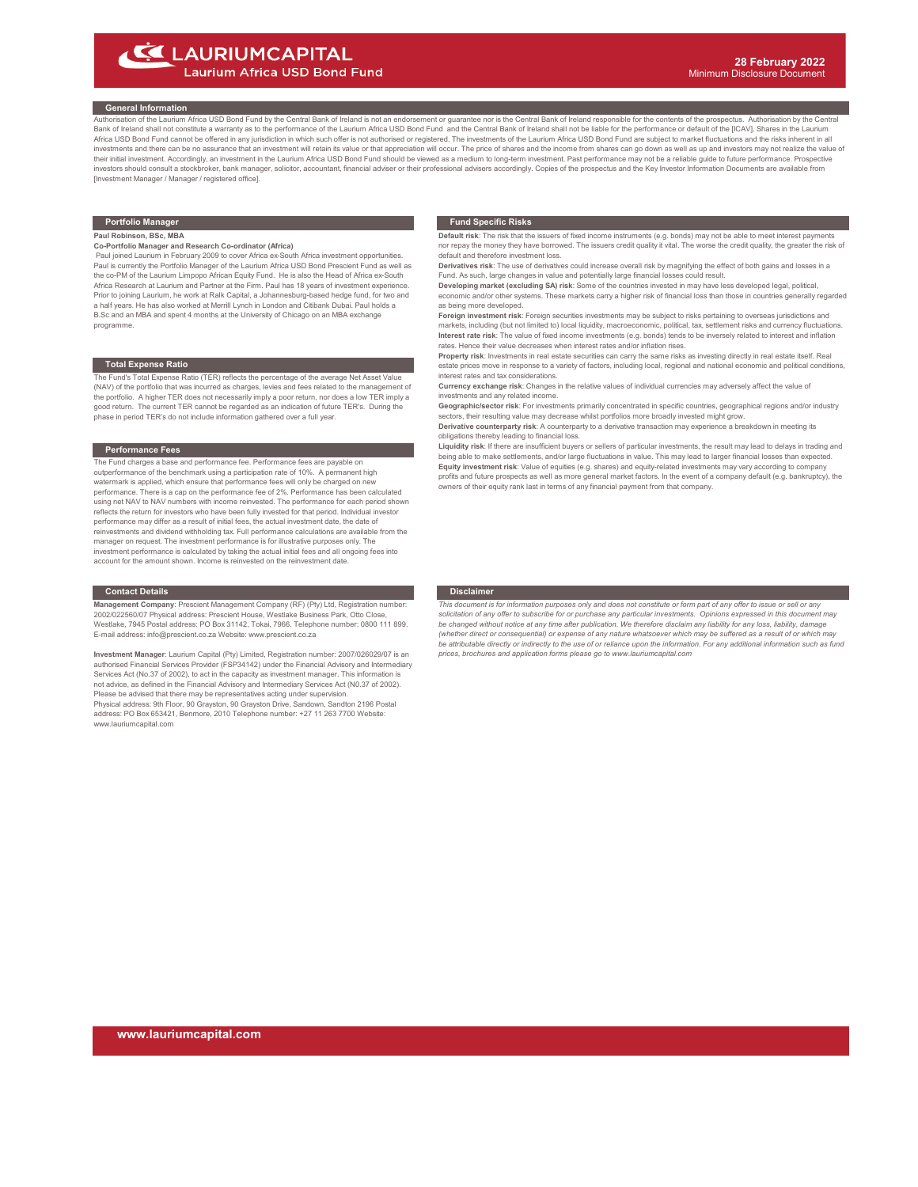# LAURIUMCAPITAL

## Laurium Africa USD Bond Fund

**28 February 2022**
Minimum Disclosure Document

## General Information

Authorisation of the Laurium Africa USD Bond Fund by the Central Bank of Ireland is not an endorsement or guarantee nor is the Central Bank of Ireland responsible for the contents of the prospectus. Authorisation by the Central Bank of Ireland shall not constitute a warranty as to the performance of the Laurium Africa USD Bond Fund and the Central Bank of Ireland shall not be liable for the performance or default of the [ICAV]. Shares in the Laurium Africa USD Bond Fund cannot be offered in any jurisdiction in which such offer is not authorised or registered. The investments of the Laurium Africa USD Bond Fund are subject to market fluctuations and the risks inherent in all investments and there can be no assurance that an investment will retain its value or that appreciation will occur. The price of shares and the income from shares can go down as well as up and investors may not realize the value of their initial investment. Accordingly, an investment in the Laurium Africa USD Bond Fund should be viewed as a medium to long-term investment. Past performance may not be a reliable guide to future performance. Prospective investors should consult a stockbroker, bank manager, solicitor, accountant, financial adviser or their professional advisers accordingly. Copies of the prospectus and the Key Investor Information Documents are available from [Investment Manager / Manager / registered office].

## Portfolio Manager

**Paul Robinson, BSc, MBA**

**Co-Portfolio Manager and Research Co-ordinator (Africa)**

Paul joined Laurium in February 2009 to cover Africa ex-South Africa investment opportunities. Paul is currently the Portfolio Manager of the Laurium Africa USD Bond Prescient Fund as well as the co-PM of the Laurium Limpopo African Equity Fund. He is also the Head of Africa ex-South Africa Research at Laurium and Partner at the Firm. Paul has 18 years of investment experience. Prior to joining Laurium, he work at Ralk Capital, a Johannesburg-based hedge fund, for two and a half years. He has also worked at Merrill Lynch in London and Citibank Dubai. Paul holds a B.Sc and an MBA and spent 4 months at the University of Chicago on an MBA exchange programme.

## Total Expense Ratio

The Fund's Total Expense Ratio (TER) reflects the percentage of the average Net Asset Value (NAV) of the portfolio that was incurred as charges, levies and fees related to the management of the portfolio. A higher TER does not necessarily imply a poor return, nor does a low TER imply a good return. The current TER cannot be regarded as an indication of future TER's. During the phase in period TER's do not include information gathered over a full year.

## Performance Fees

The Fund charges a base and performance fee. Performance fees are payable on outperformance of the benchmark using a participation rate of 10%. A permanent high watermark is applied, which ensure that performance fees will only be charged on new performance. There is a cap on the performance fee of 2%. Performance has been calculated using net NAV to NAV numbers with income reinvested. The performance for each period shown reflects the return for investors who have been fully invested for that period. Individual investor performance may differ as a result of initial fees, the actual investment date, the date of reinvestments and dividend withholding tax. Full performance calculations are available from the manager on request. The investment performance is for illustrative purposes only. The investment performance is calculated by taking the actual initial fees and all ongoing fees into account for the amount shown. Income is reinvested on the reinvestment date.

## Fund Specific Risks

**Default risk**: The risk that the issuers of fixed income instruments (e.g. bonds) may not be able to meet interest payments nor repay the money they have borrowed. The issuers credit quality it vital. The worse the credit quality, the greater the risk of default and therefore investment loss.

**Derivatives risk**: The use of derivatives could increase overall risk by magnifying the effect of both gains and losses in a Fund. As such, large changes in value and potentially large financial losses could result.

**Developing market (excluding SA) risk**: Some of the countries invested in may have less developed legal, political, economic and/or other systems. These markets carry a higher risk of financial loss than those in countries generally regarded as being more developed.

**Foreign investment risk**: Foreign securities investments may be subject to risks pertaining to overseas jurisdictions and markets, including (but not limited to) local liquidity, macroeconomic, political, tax, settlement risks and currency fluctuations.

**Interest rate risk**: The value of fixed income investments (e.g. bonds) tends to be inversely related to interest and inflation rates. Hence their value decreases when interest rates and/or inflation rises.

**Property risk**: Investments in real estate securities can carry the same risks as investing directly in real estate itself. Real estate prices move in response to a variety of factors, including local, regional and national economic and political conditions, interest rates and tax considerations.

**Currency exchange risk**: Changes in the relative values of individual currencies may adversely affect the value of investments and any related income.

**Geographic/sector risk**: For investments primarily concentrated in specific countries, geographical regions and/or industry sectors, their resulting value may decrease whilst portfolios more broadly invested might grow.

**Derivative counterparty risk**: A counterparty to a derivative transaction may experience a breakdown in meeting its obligations thereby leading to financial loss.

**Liquidity risk**: If there are insufficient buyers or sellers of particular investments, the result may lead to delays in trading and being able to make settlements, and/or large fluctuations in value. This may lead to larger financial losses than expected.

**Equity investment risk**: Value of equities (e.g. shares) and equity-related investments may vary according to company profits and future prospects as well as more general market factors. In the event of a company default (e.g. bankruptcy), the owners of their equity rank last in terms of any financial payment from that company.

## Contact Details

**Management Company**: Prescient Management Company (RF) (Pty) Ltd, Registration number: 2002/022560/07 Physical address: Prescient House, Westlake Business Park, Otto Close, Westlake, 7945 Postal address: PO Box 31142, Tokai, 7966. Telephone number: 0800 111 899. E-mail address: info@prescient.co.za Website: www.prescient.co.za

**Investment Manager**: Laurium Capital (Pty) Limited, Registration number: 2007/026029/07 is an authorised Financial Services Provider (FSP34142) under the Financial Advisory and Intermediary Services Act (No.37 of 2002), to act in the capacity as investment manager. This information is not advice, as defined in the Financial Advisory and Intermediary Services Act (N0.37 of 2002). Please be advised that there may be representatives acting under supervision.
Physical address: 9th Floor, 90 Grayston, 90 Grayston Drive, Sandown, Sandton 2196 Postal address: PO Box 653421, Benmore, 2010 Telephone number: +27 11 263 7700 Website: www.lauriumcapital.com

## Disclaimer

*This document is for information purposes only and does not constitute or form part of any offer to issue or sell or any solicitation of any offer to subscribe for or purchase any particular investments. Opinions expressed in this document may be changed without notice at any time after publication. We therefore disclaim any liability for any loss, liability, damage (whether direct or consequential) or expense of any nature whatsoever which may be suffered as a result of or which may be attributable directly or indirectly to the use of or reliance upon the information. For any additional information such as fund prices, brochures and application forms please go to www.lauriumcapital.com*

**www.lauriumcapital.com**